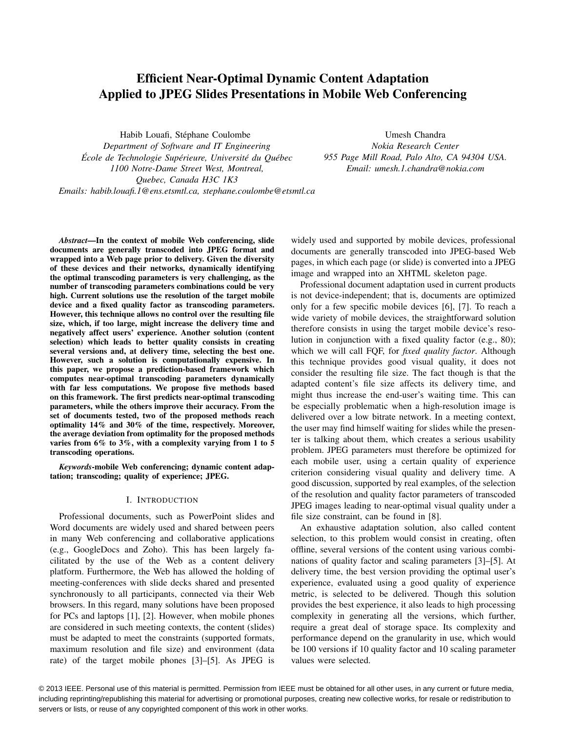# Efficient Near-Optimal Dynamic Content Adaptation Applied to JPEG Slides Presentations in Mobile Web Conferencing

Habib Louafi, Stéphane Coulombe
*Department of Software and IT Engineering*
*École de Technologie Supérieure, Université du Québec*
*1100 Notre-Dame Street West, Montreal,*
*Quebec, Canada H3C 1K3*
*Emails: habib.louafi.1@ens.etsmtl.ca, stephane.coulombe@etsmtl.ca*

Umesh Chandra
*Nokia Research Center*
*955 Page Mill Road, Palo Alto, CA 94304 USA.*
*Email: umesh.1.chandra@nokia.com*

***Abstract*—In the context of mobile Web conferencing, slide documents are generally transcoded into JPEG format and wrapped into a Web page prior to delivery. Given the diversity of these devices and their networks, dynamically identifying the optimal transcoding parameters is very challenging, as the number of transcoding parameters combinations could be very high. Current solutions use the resolution of the target mobile device and a fixed quality factor as transcoding parameters. However, this technique allows no control over the resulting file size, which, if too large, might increase the delivery time and negatively affect users' experience. Another solution (content selection) which leads to better quality consists in creating several versions and, at delivery time, selecting the best one. However, such a solution is computationally expensive. In this paper, we propose a prediction-based framework which computes near-optimal transcoding parameters dynamically with far less computations. We propose five methods based on this framework. The first predicts near-optimal transcoding parameters, while the others improve their accuracy. From the set of documents tested, two of the proposed methods reach optimality 14% and 30% of the time, respectively. Moreover, the average deviation from optimality for the proposed methods varies from 6% to 3%, with a complexity varying from 1 to 5 transcoding operations.**

***Keywords*-mobile Web conferencing; dynamic content adaptation; transcoding; quality of experience; JPEG.**

## I. Introduction

Professional documents, such as PowerPoint slides and Word documents are widely used and shared between peers in many Web conferencing and collaborative applications (e.g., GoogleDocs and Zoho). This has been largely facilitated by the use of the Web as a content delivery platform. Furthermore, the Web has allowed the holding of meeting-conferences with slide decks shared and presented synchronously to all participants, connected via their Web browsers. In this regard, many solutions have been proposed for PCs and laptops [1], [2]. However, when mobile phones are considered in such meeting contexts, the content (slides) must be adapted to meet the constraints (supported formats, maximum resolution and file size) and environment (data rate) of the target mobile phones [3]–[5]. As JPEG is widely used and supported by mobile devices, professional documents are generally transcoded into JPEG-based Web pages, in which each page (or slide) is converted into a JPEG image and wrapped into an XHTML skeleton page.

Professional document adaptation used in current products is not device-independent; that is, documents are optimized only for a few specific mobile devices [6], [7]. To reach a wide variety of mobile devices, the straightforward solution therefore consists in using the target mobile device's resolution in conjunction with a fixed quality factor (e.g., 80); which we will call FQF, for *fixed quality factor*. Although this technique provides good visual quality, it does not consider the resulting file size. The fact though is that the adapted content's file size affects its delivery time, and might thus increase the end-user's waiting time. This can be especially problematic when a high-resolution image is delivered over a low bitrate network. In a meeting context, the user may find himself waiting for slides while the presenter is talking about them, which creates a serious usability problem. JPEG parameters must therefore be optimized for each mobile user, using a certain quality of experience criterion considering visual quality and delivery time. A good discussion, supported by real examples, of the selection of the resolution and quality factor parameters of transcoded JPEG images leading to near-optimal visual quality under a file size constraint, can be found in [8].

An exhaustive adaptation solution, also called content selection, to this problem would consist in creating, often offline, several versions of the content using various combinations of quality factor and scaling parameters [3]–[5]. At delivery time, the best version providing the optimal user's experience, evaluated using a good quality of experience metric, is selected to be delivered. Though this solution provides the best experience, it also leads to high processing complexity in generating all the versions, which further, require a great deal of storage space. Its complexity and performance depend on the granularity in use, which would be 100 versions if 10 quality factor and 10 scaling parameter values were selected.

© 2013 IEEE. Personal use of this material is permitted. Permission from IEEE must be obtained for all other uses, in any current or future media, including reprinting/republishing this material for advertising or promotional purposes, creating new collective works, for resale or redistribution to servers or lists, or reuse of any copyrighted component of this work in other works.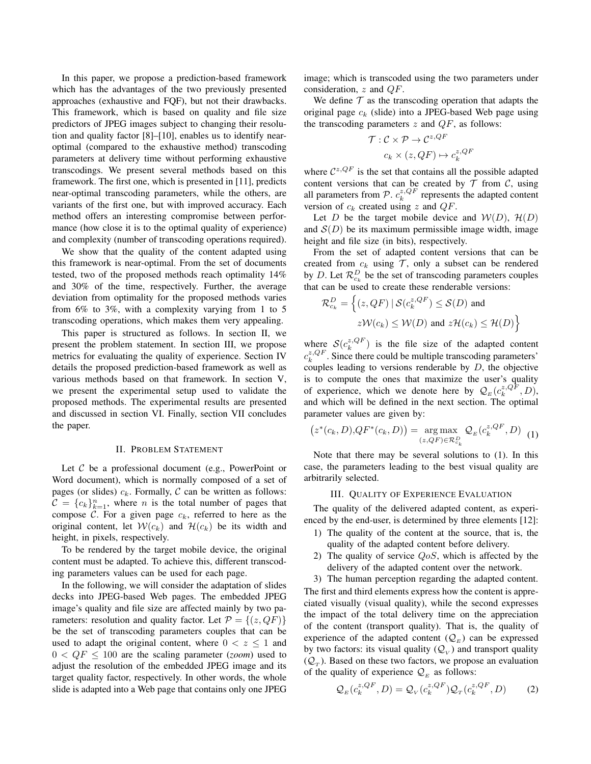In this paper, we propose a prediction-based framework which has the advantages of the two previously presented approaches (exhaustive and FQF), but not their drawbacks. This framework, which is based on quality and file size predictors of JPEG images subject to changing their resolution and quality factor [8]–[10], enables us to identify near-optimal (compared to the exhaustive method) transcoding parameters at delivery time without performing exhaustive transcodings. We present several methods based on this framework. The first one, which is presented in [11], predicts near-optimal transcoding parameters, while the others, are variants of the first one, but with improved accuracy. Each method offers an interesting compromise between performance (how close it is to the optimal quality of experience) and complexity (number of transcoding operations required).

We show that the quality of the content adapted using this framework is near-optimal. From the set of documents tested, two of the proposed methods reach optimality 14% and 30% of the time, respectively. Further, the average deviation from optimality for the proposed methods varies from 6% to 3%, with a complexity varying from 1 to 5 transcoding operations, which makes them very appealing.

This paper is structured as follows. In section II, we present the problem statement. In section III, we propose metrics for evaluating the quality of experience. Section IV details the proposed prediction-based framework as well as various methods based on that framework. In section V, we present the experimental setup used to validate the proposed methods. The experimental results are presented and discussed in section VI. Finally, section VII concludes the paper.

## II. Problem Statement

Let $\mathcal{C}$ be a professional document (e.g., PowerPoint or Word document), which is normally composed of a set of pages (or slides) $c_k$. Formally, $\mathcal{C}$ can be written as follows: $\mathcal{C} = \{c_k\}_{k=1}^{n}$, where $n$ is the total number of pages that compose $\mathcal{C}$. For a given page $c_k$, referred to here as the original content, let $\mathcal{W}(c_k)$ and $\mathcal{H}(c_k)$ be its width and height, in pixels, respectively.

To be rendered by the target mobile device, the original content must be adapted. To achieve this, different transcoding parameters values can be used for each page.

In the following, we will consider the adaptation of slides decks into JPEG-based Web pages. The embedded JPEG image's quality and file size are affected mainly by two parameters: resolution and quality factor. Let $\mathcal{P} = \{(z, QF)\}$ be the set of transcoding parameters couples that can be used to adapt the original content, where $0 < z \leq 1$ and $0 < QF \leq 100$ are the scaling parameter (*zoom*) used to adjust the resolution of the embedded JPEG image and its target quality factor, respectively. In other words, the whole slide is adapted into a Web page that contains only one JPEG image; which is transcoded using the two parameters under consideration, $z$ and $QF$.

We define $\mathcal{T}$ as the transcoding operation that adapts the original page $c_k$ (slide) into a JPEG-based Web page using the transcoding parameters $z$ and $QF$, as follows:

$$\mathcal{T} : \mathcal{C} \times \mathcal{P} \rightarrow \mathcal{C}^{z,QF}$$
$$c_k \times (z, QF) \mapsto c_k^{z,QF}$$

where $\mathcal{C}^{z,QF}$ is the set that contains all the possible adapted content versions that can be created by $\mathcal{T}$ from $\mathcal{C}$, using all parameters from $\mathcal{P}$. $c_k^{z,QF}$ represents the adapted content version of $c_k$ created using $z$ and $QF$.

Let $D$ be the target mobile device and $\mathcal{W}(D)$, $\mathcal{H}(D)$ and $\mathcal{S}(D)$ be its maximum permissible image width, image height and file size (in bits), respectively.

From the set of adapted content versions that can be created from $c_k$ using $\mathcal{T}$, only a subset can be rendered by $D$. Let $\mathcal{R}_{c_k}^{D}$ be the set of transcoding parameters couples that can be used to create these renderable versions:

$$\mathcal{R}_{c_k}^{D} = \Big\{(z, QF) \mid \mathcal{S}(c_k^{z,QF}) \leq \mathcal{S}(D) \text{ and } z\mathcal{W}(c_k) \leq \mathcal{W}(D) \text{ and } z\mathcal{H}(c_k) \leq \mathcal{H}(D)\Big\}$$

where $\mathcal{S}(c_k^{z,QF})$ is the file size of the adapted content $c_k^{z,QF}$. Since there could be multiple transcoding parameters' couples leading to versions renderable by $D$, the objective is to compute the ones that maximize the user's quality of experience, which we denote here by $\mathcal{Q}_E(c_k^{z,QF}, D)$, and which will be defined in the next section. The optimal parameter values are given by:

$$\big(z^*(c_k, D), QF^*(c_k, D)\big) = \underset{(z,QF) \in \mathcal{R}_{c_k}^{D}}{\arg\max} \; \mathcal{Q}_E(c_k^{z,QF}, D) \quad (1)$$

Note that there may be several solutions to (1). In this case, the parameters leading to the best visual quality are arbitrarily selected.

## III. Quality of Experience Evaluation

The quality of the delivered adapted content, as experienced by the end-user, is determined by three elements [12]:

1) The quality of the content at the source, that is, the quality of the adapted content before delivery.
2) The quality of service $QoS$, which is affected by the delivery of the adapted content over the network.
3) The human perception regarding the adapted content.

The first and third elements express how the content is appreciated visually (visual quality), while the second expresses the impact of the total delivery time on the appreciation of the content (transport quality). That is, the quality of experience of the adapted content ($\mathcal{Q}_E$) can be expressed by two factors: its visual quality ($\mathcal{Q}_V$) and transport quality ($\mathcal{Q}_T$). Based on these two factors, we propose an evaluation of the quality of experience $\mathcal{Q}_E$ as follows:

$$\mathcal{Q}_E(c_k^{z,QF}, D) = \mathcal{Q}_V(c_k^{z,QF})\mathcal{Q}_T(c_k^{z,QF}, D) \quad (2)$$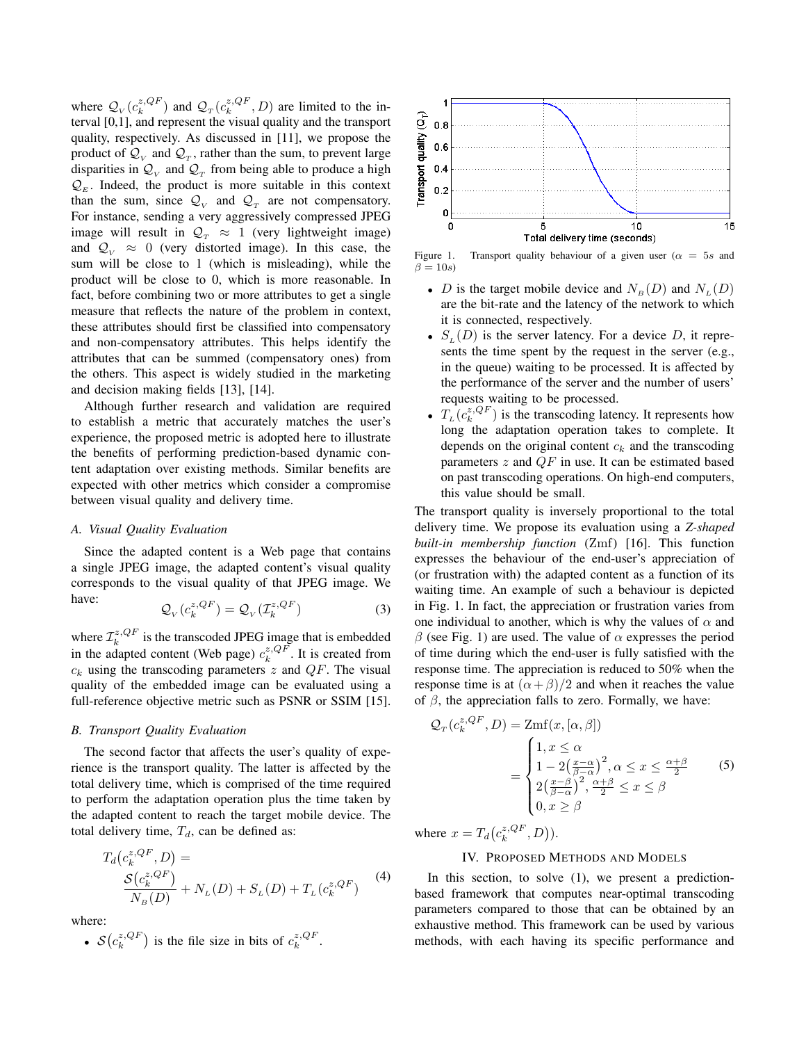where $\mathcal{Q}_{_V}(c_k^{z,QF})$ and $\mathcal{Q}_{_T}(c_k^{z,QF}, D)$ are limited to the interval [0,1], and represent the visual quality and the transport quality, respectively. As discussed in [11], we propose the product of $\mathcal{Q}_{_V}$ and $\mathcal{Q}_{_T}$, rather than the sum, to prevent large disparities in $\mathcal{Q}_{_V}$ and $\mathcal{Q}_{_T}$ from being able to produce a high $\mathcal{Q}_{_E}$. Indeed, the product is more suitable in this context than the sum, since $\mathcal{Q}_{_V}$ and $\mathcal{Q}_{_T}$ are not compensatory. For instance, sending a very aggressively compressed JPEG image will result in $\mathcal{Q}_{_T} \approx 1$ (very lightweight image) and $\mathcal{Q}_{_V} \approx 0$ (very distorted image). In this case, the sum will be close to 1 (which is misleading), while the product will be close to 0, which is more reasonable. In fact, before combining two or more attributes to get a single measure that reflects the nature of the problem in context, these attributes should first be classified into compensatory and non-compensatory attributes. This helps identify the attributes that can be summed (compensatory ones) from the others. This aspect is widely studied in the marketing and decision making fields [13], [14].

Although further research and validation are required to establish a metric that accurately matches the user's experience, the proposed metric is adopted here to illustrate the benefits of performing prediction-based dynamic content adaptation over existing methods. Similar benefits are expected with other metrics which consider a compromise between visual quality and delivery time.

### A. Visual Quality Evaluation

Since the adapted content is a Web page that contains a single JPEG image, the adapted content's visual quality corresponds to the visual quality of that JPEG image. We have:

$$\mathcal{Q}_{_V}(c_k^{z,QF}) = \mathcal{Q}_{_V}(\mathcal{I}_k^{z,QF}) \tag{3}$$

where $\mathcal{I}_k^{z,QF}$ is the transcoded JPEG image that is embedded in the adapted content (Web page) $c_k^{z,QF}$. It is created from $c_k$ using the transcoding parameters $z$ and $QF$. The visual quality of the embedded image can be evaluated using a full-reference objective metric such as PSNR or SSIM [15].

### B. Transport Quality Evaluation

The second factor that affects the user's quality of experience is the transport quality. The latter is affected by the total delivery time, which is comprised of the time required to perform the adaptation operation plus the time taken by the adapted content to reach the target mobile device. The total delivery time, $T_d$, can be defined as:

$$T_d\big(c_k^{z,QF}, D\big) = \frac{\mathcal{S}\big(c_k^{z,QF}\big)}{N_{_B}(D)} + N_{_L}(D) + S_{_L}(D) + T_{_L}(c_k^{z,QF}) \tag{4}$$

where:

- $\mathcal{S}\big(c_k^{z,QF}\big)$ is the file size in bits of $c_k^{z,QF}$.

Figure 1. Transport quality behaviour of a given user ($\alpha = 5s$ and $\beta = 10s$)

- $D$ is the target mobile device and $N_{_B}(D)$ and $N_{_L}(D)$ are the bit-rate and the latency of the network to which it is connected, respectively.
- $S_{_L}(D)$ is the server latency. For a device $D$, it represents the time spent by the request in the server (e.g., in the queue) waiting to be processed. It is affected by the performance of the server and the number of users' requests waiting to be processed.
- $T_{_L}(c_k^{z,QF})$ is the transcoding latency. It represents how long the adaptation operation takes to complete. It depends on the original content $c_k$ and the transcoding parameters $z$ and $QF$ in use. It can be estimated based on past transcoding operations. On high-end computers, this value should be small.

The transport quality is inversely proportional to the total delivery time. We propose its evaluation using a *Z-shaped built-in membership function* (Zmf) [16]. This function expresses the behaviour of the end-user's appreciation of (or frustration with) the adapted content as a function of its waiting time. An example of such a behaviour is depicted in Fig. 1. In fact, the appreciation or frustration varies from one individual to another, which is why the values of $\alpha$ and $\beta$ (see Fig. 1) are used. The value of $\alpha$ expresses the period of time during which the end-user is fully satisfied with the response time. The appreciation is reduced to 50% when the response time is at $(\alpha+\beta)/2$ and when it reaches the value of $\beta$, the appreciation falls to zero. Formally, we have:

$$\begin{aligned} \mathcal{Q}_{_T}(c_k^{z,QF}, D) &= \mathrm{Zmf}(x, [\alpha, \beta]) \\ &= \begin{cases} 1, x \leq \alpha \\ 1 - 2\big(\frac{x-\alpha}{\beta-\alpha}\big)^2, \alpha \leq x \leq \frac{\alpha+\beta}{2} \\ 2\big(\frac{x-\beta}{\beta-\alpha}\big)^2, \frac{\alpha+\beta}{2} \leq x \leq \beta \\ 0, x \geq \beta \end{cases} \end{aligned} \tag{5}$$

where $x = T_d\big(c_k^{z,QF}, D\big)\big)$.

## IV. Proposed Methods and Models

In this section, to solve (1), we present a prediction-based framework that computes near-optimal transcoding parameters compared to those that can be obtained by an exhaustive method. This framework can be used by various methods, with each having its specific performance and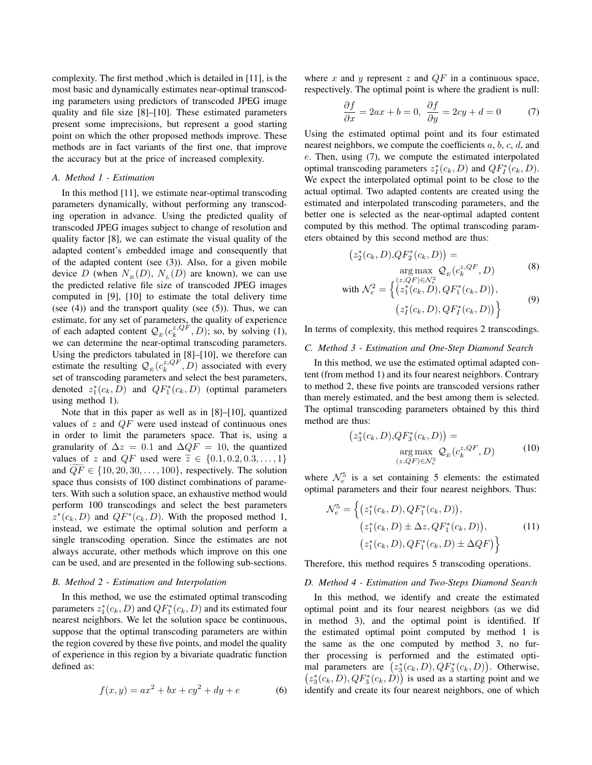complexity. The first method ,which is detailed in [11], is the most basic and dynamically estimates near-optimal transcoding parameters using predictors of transcoded JPEG image quality and file size [8]–[10]. These estimated parameters present some imprecisions, but represent a good starting point on which the other proposed methods improve. These methods are in fact variants of the first one, that improve the accuracy but at the price of increased complexity.

### A. Method 1 - Estimation

In this method [11], we estimate near-optimal transcoding parameters dynamically, without performing any transcoding operation in advance. Using the predicted quality of transcoded JPEG images subject to change of resolution and quality factor [8], we can estimate the visual quality of the adapted content's embedded image and consequently that of the adapted content (see (3)). Also, for a given mobile device $D$ (when $N_{_B}(D)$, $N_{_L}(D)$ are known), we can use the predicted relative file size of transcoded JPEG images computed in [9], [10] to estimate the total delivery time (see (4)) and the transport quality (see (5)). Thus, we can estimate, for any set of parameters, the quality of experience of each adapted content $\mathcal{Q}_{_E}(c_k^{z,QF}, D)$; so, by solving (1), we can determine the near-optimal transcoding parameters. Using the predictors tabulated in [8]–[10], we therefore can estimate the resulting $\mathcal{Q}_{_E}(c_k^{z,QF}, D)$ associated with every set of transcoding parameters and select the best parameters, denoted $z_1^*(c_k, D)$ and $QF_1^*(c_k, D)$ (optimal parameters using method 1).

Note that in this paper as well as in [8]–[10], quantized values of $z$ and $QF$ were used instead of continuous ones in order to limit the parameters space. That is, using a granularity of $\Delta z = 0.1$ and $\Delta QF = 10$, the quantized values of $z$ and $QF$ used were $\widetilde{z} \in \{0.1, 0.2, 0.3, \ldots, 1\}$ and $\widetilde{QF} \in \{10, 20, 30, \ldots, 100\}$, respectively. The solution space thus consists of 100 distinct combinations of parameters. With such a solution space, an exhaustive method would perform 100 transcodings and select the best parameters $z^*(c_k, D)$ and $QF^*(c_k, D)$. With the proposed method 1, instead, we estimate the optimal solution and perform a single transcoding operation. Since the estimates are not always accurate, other methods which improve on this one can be used, and are presented in the following sub-sections.

### B. Method 2 - Estimation and Interpolation

In this method, we use the estimated optimal transcoding parameters $z_1^*(c_k, D)$ and $QF_1^*(c_k, D)$ and its estimated four nearest neighbors. We let the solution space be continuous, suppose that the optimal transcoding parameters are within the region covered by these five points, and model the quality of experience in this region by a bivariate quadratic function defined as:

$$f(x, y) = ax^2 + bx + cy^2 + dy + e \tag{6}$$

where $x$ and $y$ represent $z$ and $QF$ in a continuous space, respectively. The optimal point is where the gradient is null:

$$\frac{\partial f}{\partial x} = 2ax + b = 0, \ \ \frac{\partial f}{\partial y} = 2cy + d = 0 \tag{7}$$

Using the estimated optimal point and its four estimated nearest neighbors, we compute the coefficients $a$, $b$, $c$, $d$, and $e$. Then, using (7), we compute the estimated interpolated optimal transcoding parameters $z_I^*(c_k, D)$ and $QF_I^*(c_k, D)$. We expect the interpolated optimal point to be close to the actual optimal. Two adapted contents are created using the estimated and interpolated transcoding parameters, and the better one is selected as the near-optimal adapted content computed by this method. The optimal transcoding parameters obtained by this second method are thus:

$$\big(z_2^*(c_k, D), QF_2^*(c_k, D)\big) = \underset{(z,QF) \in \mathcal{N}_e^2}{\arg\max} \ \mathcal{Q}_{_E}(c_k^{z,QF}, D) \tag{8}$$

$$\text{with } \mathcal{N}_e^2 = \Big\{\big(z_1^*(c_k, D), QF_1^*(c_k, D)\big), \big(z_I^*(c_k, D), QF_I^*(c_k, D)\big)\Big\} \tag{9}$$

In terms of complexity, this method requires 2 transcodings.

### C. Method 3 - Estimation and One-Step Diamond Search

In this method, we use the estimated optimal adapted content (from method 1) and its four nearest neighbors. Contrary to method 2, these five points are transcoded versions rather than merely estimated, and the best among them is selected. The optimal transcoding parameters obtained by this third method are thus:

$$\big(z_3^*(c_k, D), QF_3^*(c_k, D)\big) = \underset{(z,QF) \in \mathcal{N}_e^5}{\arg\max} \ \mathcal{Q}_{_E}(c_k^{z,QF}, D) \tag{10}$$

where $\mathcal{N}_e^5$ is a set containing 5 elements: the estimated optimal parameters and their four nearest neighbors. Thus:

$$\mathcal{N}_e^5 = \Big\{\big(z_1^*(c_k, D), QF_1^*(c_k, D)\big), \big(z_1^*(c_k, D) \pm \Delta z, QF_1^*(c_k, D)\big), \big(z_1^*(c_k, D), QF_1^*(c_k, D) \pm \Delta QF\big)\Big\} \tag{11}$$

Therefore, this method requires 5 transcoding operations.

### D. Method 4 - Estimation and Two-Steps Diamond Search

In this method, we identify and create the estimated optimal point and its four nearest neighbors (as we did in method 3), and the optimal point is identified. If the estimated optimal point computed by method 1 is the same as the one computed by method 3, no further processing is performed and the estimated optimal parameters are $\big(z_3^*(c_k, D), QF_3^*(c_k, D)\big)$. Otherwise, $\big(z_3^*(c_k, D), QF_3^*(c_k, D)\big)$ is used as a starting point and we identify and create its four nearest neighbors, one of which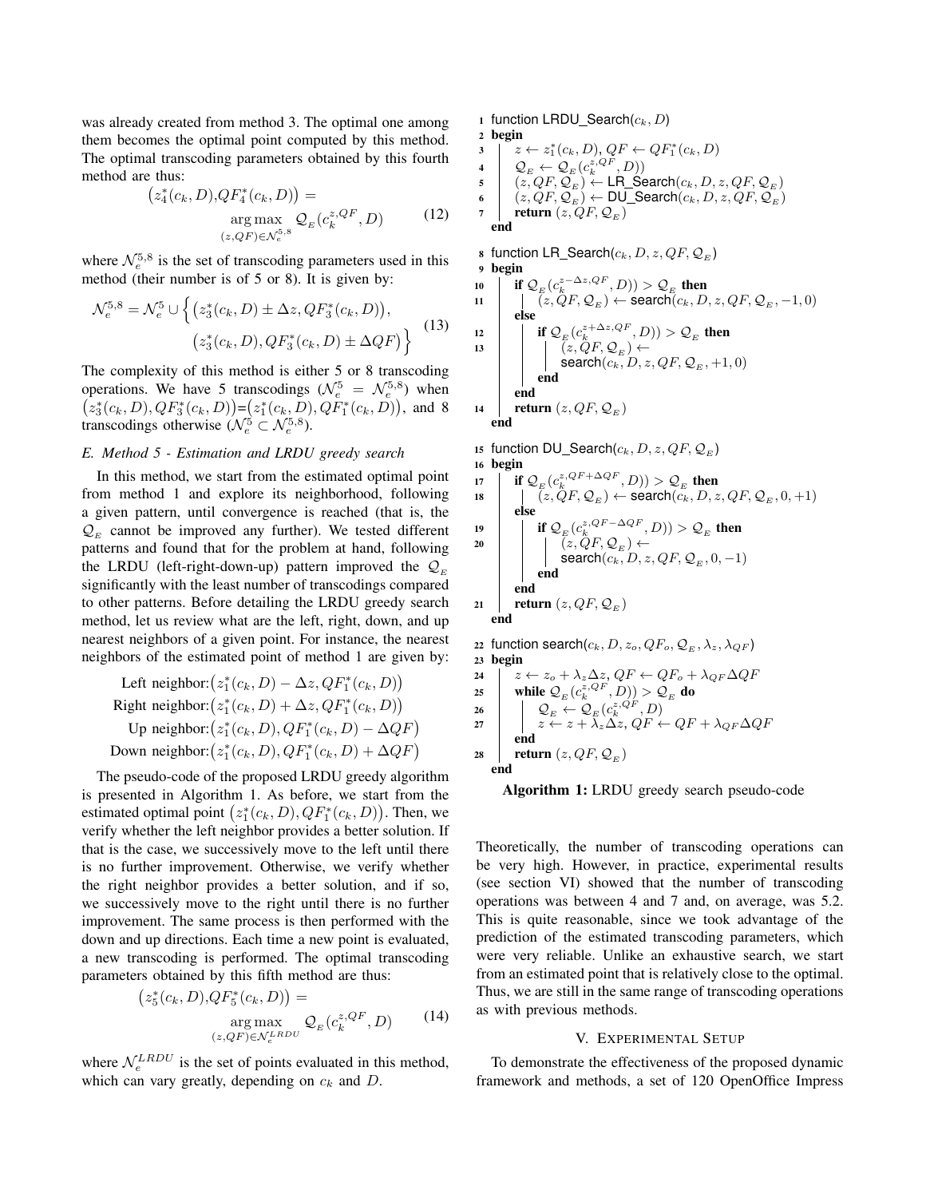was already created from method 3. The optimal one among them becomes the optimal point computed by this method. The optimal transcoding parameters obtained by this fourth method are thus:

$$\big(z_4^*(c_k, D), QF_4^*(c_k, D)\big) = \underset{(z,QF)\in\mathcal{N}_e^{5,8}}{\arg\max}\ \mathcal{Q}_E(c_k^{z,QF}, D) \tag{12}$$

where $\mathcal{N}_e^{5,8}$ is the set of transcoding parameters used in this method (their number is of 5 or 8). It is given by:

$$\mathcal{N}_e^{5,8} = \mathcal{N}_e^5 \cup \Big\{ \big(z_3^*(c_k, D) \pm \Delta z, QF_3^*(c_k, D)\big), \big(z_3^*(c_k, D), QF_3^*(c_k, D) \pm \Delta QF\big) \Big\} \tag{13}$$

The complexity of this method is either 5 or 8 transcoding operations. We have 5 transcodings ($\mathcal{N}_e^5 = \mathcal{N}_e^{5,8}$) when $\big(z_3^*(c_k, D), QF_3^*(c_k, D)\big)$=$\big(z_1^*(c_k, D), QF_1^*(c_k, D)\big)$, and 8 transcodings otherwise ($\mathcal{N}_e^5 \subset \mathcal{N}_e^{5,8}$).

### E. Method 5 - Estimation and LRDU greedy search

In this method, we start from the estimated optimal point from method 1 and explore its neighborhood, following a given pattern, until convergence is reached (that is, the $\mathcal{Q}_E$ cannot be improved any further). We tested different patterns and found that for the problem at hand, following the LRDU (left-right-down-up) pattern improved the $\mathcal{Q}_E$ significantly with the least number of transcodings compared to other patterns. Before detailing the LRDU greedy search method, let us review what are the left, right, down, and up nearest neighbors of a given point. For instance, the nearest neighbors of the estimated point of method 1 are given by:

$$\text{Left neighbor:}\big(z_1^*(c_k, D) - \Delta z, QF_1^*(c_k, D)\big)$$
$$\text{Right neighbor:}\big(z_1^*(c_k, D) + \Delta z, QF_1^*(c_k, D)\big)$$
$$\text{Up neighbor:}\big(z_1^*(c_k, D), QF_1^*(c_k, D) - \Delta QF\big)$$
$$\text{Down neighbor:}\big(z_1^*(c_k, D), QF_1^*(c_k, D) + \Delta QF\big)$$

The pseudo-code of the proposed LRDU greedy algorithm is presented in Algorithm 1. As before, we start from the estimated optimal point $\big(z_1^*(c_k, D), QF_1^*(c_k, D)\big)$. Then, we verify whether the left neighbor provides a better solution. If that is the case, we successively move to the left until there is no further improvement. Otherwise, we verify whether the right neighbor provides a better solution, and if so, we successively move to the right until there is no further improvement. The same process is then performed with the down and up directions. Each time a new point is evaluated, a new transcoding is performed. The optimal transcoding parameters obtained by this fifth method are thus:

$$\big(z_5^*(c_k, D), QF_5^*(c_k, D)\big) = \underset{(z,QF)\in\mathcal{N}_e^{LRDU}}{\arg\max}\ \mathcal{Q}_E(c_k^{z,QF}, D) \tag{14}$$

where $\mathcal{N}_e^{LRDU}$ is the set of points evaluated in this method, which can vary greatly, depending on $c_k$ and $D$.

```
1  function LRDU_Search(c_k, D)
2  begin
3      z ← z_1^*(c_k, D), QF ← QF_1^*(c_k, D)
4      Q_E ← Q_E(c_k^{z,QF}, D))
5      (z, QF, Q_E) ← LR_Search(c_k, D, z, QF, Q_E)
6      (z, QF, Q_E) ← DU_Search(c_k, D, z, QF, Q_E)
7      return (z, QF, Q_E)
   end

8  function LR_Search(c_k, D, z, QF, Q_E)
9  begin
10     if Q_E(c_k^{z-Δz,QF}, D)) > Q_E then
11         (z, QF, Q_E) ← search(c_k, D, z, QF, Q_E, -1, 0)
       else
12         if Q_E(c_k^{z+Δz,QF}, D)) > Q_E then
13             (z, QF, Q_E) ←
               search(c_k, D, z, QF, Q_E, +1, 0)
           end
       end
14     return (z, QF, Q_E)
   end

15 function DU_Search(c_k, D, z, QF, Q_E)
16 begin
17     if Q_E(c_k^{z,QF+ΔQF}, D)) > Q_E then
18         (z, QF, Q_E) ← search(c_k, D, z, QF, Q_E, 0, +1)
       else
19         if Q_E(c_k^{z,QF-ΔQF}, D)) > Q_E then
20             (z, QF, Q_E) ←
               search(c_k, D, z, QF, Q_E, 0, -1)
           end
       end
21     return (z, QF, Q_E)
   end

22 function search(c_k, D, z_o, QF_o, Q_E, λ_z, λ_QF)
23 begin
24     z ← z_o + λ_z Δz, QF ← QF_o + λ_QF ΔQF
25     while Q_E(c_k^{z,QF}, D)) > Q_E do
26         Q_E ← Q_E(c_k^{z,QF}, D)
27         z ← z + λ_z Δz, QF ← QF + λ_QF ΔQF
       end
28     return (z, QF, Q_E)
   end
```

**Algorithm 1:** LRDU greedy search pseudo-code

Theoretically, the number of transcoding operations can be very high. However, in practice, experimental results (see section VI) showed that the number of transcoding operations was between 4 and 7 and, on average, was 5.2. This is quite reasonable, since we took advantage of the prediction of the estimated transcoding parameters, which were very reliable. Unlike an exhaustive search, we start from an estimated point that is relatively close to the optimal. Thus, we are still in the same range of transcoding operations as with previous methods.

## V. Experimental Setup

To demonstrate the effectiveness of the proposed dynamic framework and methods, a set of 120 OpenOffice Impress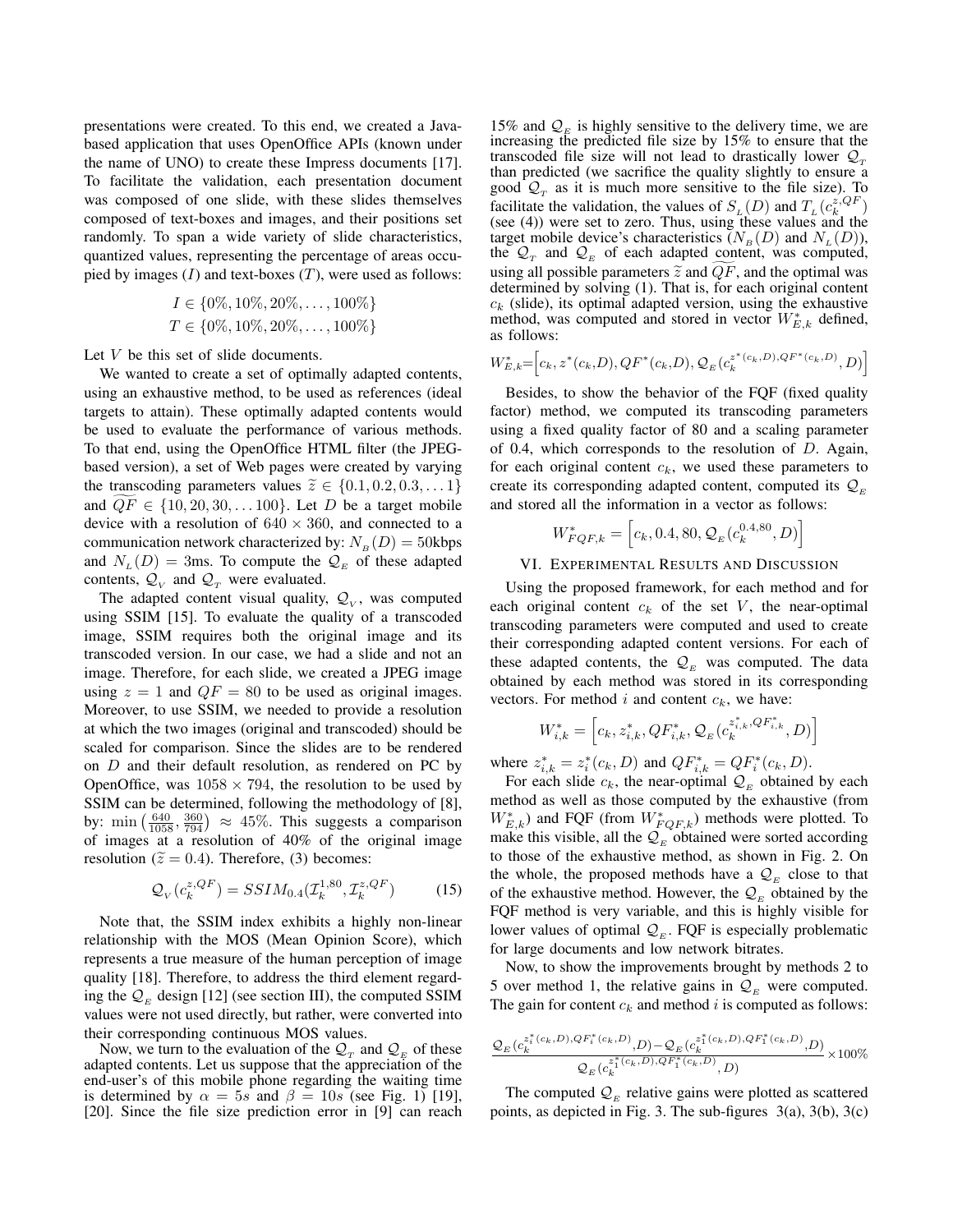presentations were created. To this end, we created a Java-based application that uses OpenOffice APIs (known under the name of UNO) to create these Impress documents [17]. To facilitate the validation, each presentation document was composed of one slide, with these slides themselves composed of text-boxes and images, and their positions set randomly. To span a wide variety of slide characteristics, quantized values, representing the percentage of areas occupied by images ($I$) and text-boxes ($T$), were used as follows:

$$I \in \{0\%, 10\%, 20\%, \ldots, 100\%\}$$
$$T \in \{0\%, 10\%, 20\%, \ldots, 100\%\}$$

Let $V$ be this set of slide documents.

We wanted to create a set of optimally adapted contents, using an exhaustive method, to be used as references (ideal targets to attain). These optimally adapted contents would be used to evaluate the performance of various methods. To that end, using the OpenOffice HTML filter (the JPEG-based version), a set of Web pages were created by varying the transcoding parameters values $\widetilde{z} \in \{0.1, 0.2, 0.3, \ldots 1\}$ and $\widetilde{QF} \in \{10, 20, 30, \ldots 100\}$. Let $D$ be a target mobile device with a resolution of $640 \times 360$, and connected to a communication network characterized by: $N_B(D) = 50$kbps and $N_L(D) = 3$ms. To compute the $\mathcal{Q}_E$ of these adapted contents, $\mathcal{Q}_V$ and $\mathcal{Q}_T$ were evaluated.

The adapted content visual quality, $\mathcal{Q}_V$, was computed using SSIM [15]. To evaluate the quality of a transcoded image, SSIM requires both the original image and its transcoded version. In our case, we had a slide and not an image. Therefore, for each slide, we created a JPEG image using $z = 1$ and $QF = 80$ to be used as original images. Moreover, to use SSIM, we needed to provide a resolution at which the two images (original and transcoded) should be scaled for comparison. Since the slides are to be rendered on $D$ and their default resolution, as rendered on PC by OpenOffice, was $1058 \times 794$, the resolution to be used by SSIM can be determined, following the methodology of [8], by: $\min\left(\frac{640}{1058}, \frac{360}{794}\right) \approx 45\%$. This suggests a comparison of images at a resolution of 40% of the original image resolution ($\widetilde{z} = 0.4$). Therefore, (3) becomes:

$$\mathcal{Q}_V(c_k^{z,QF}) = SSIM_{0.4}(\mathcal{I}_k^{1,80}, \mathcal{I}_k^{z,QF}) \qquad (15)$$

Note that, the SSIM index exhibits a highly non-linear relationship with the MOS (Mean Opinion Score), which represents a true measure of the human perception of image quality [18]. Therefore, to address the third element regarding the $\mathcal{Q}_E$ design [12] (see section III), the computed SSIM values were not used directly, but rather, were converted into their corresponding continuous MOS values.

Now, we turn to the evaluation of the $\mathcal{Q}_T$ and $\mathcal{Q}_E$ of these adapted contents. Let us suppose that the appreciation of the end-user's of this mobile phone regarding the waiting time is determined by $\alpha = 5s$ and $\beta = 10s$ (see Fig. 1) [19], [20]. Since the file size prediction error in [9] can reach 15% and $\mathcal{Q}_E$ is highly sensitive to the delivery time, we are increasing the predicted file size by 15% to ensure that the transcoded file size will not lead to drastically lower $\mathcal{Q}_T$ than predicted (we sacrifice the quality slightly to ensure a good $\mathcal{Q}_T$ as it is much more sensitive to the file size). To facilitate the validation, the values of $S_L(D)$ and $T_L(c_k^{z,QF})$ (see (4)) were set to zero. Thus, using these values and the target mobile device's characteristics ($N_B(D)$ and $N_L(D)$), the $\mathcal{Q}_T$ and $\mathcal{Q}_E$ of each adapted content, was computed, using all possible parameters $\widetilde{z}$ and $\widetilde{QF}$, and the optimal was determined by solving (1). That is, for each original content $c_k$ (slide), its optimal adapted version, using the exhaustive method, was computed and stored in vector $W^*_{E,k}$ defined, as follows:

$$W^*_{E,k}=\left[c_k, z^*(c_k,D), QF^*(c_k,D), \mathcal{Q}_E(c_k^{z^*(c_k,D),QF^*(c_k,D)}, D)\right]$$

Besides, to show the behavior of the FQF (fixed quality factor) method, we computed its transcoding parameters using a fixed quality factor of 80 and a scaling parameter of 0.4, which corresponds to the resolution of $D$. Again, for each original content $c_k$, we used these parameters to create its corresponding adapted content, computed its $\mathcal{Q}_E$ and stored all the information in a vector as follows:

$$W^*_{FQF,k} = \left[c_k, 0.4, 80, \mathcal{Q}_E(c_k^{0.4,80}, D)\right]$$

## VI. Experimental Results and Discussion

Using the proposed framework, for each method and for each original content $c_k$ of the set $V$, the near-optimal transcoding parameters were computed and used to create their corresponding adapted content versions. For each of these adapted contents, the $\mathcal{Q}_E$ was computed. The data obtained by each method was stored in its corresponding vectors. For method $i$ and content $c_k$, we have:

$$W^*_{i,k} = \left[c_k, z^*_{i,k}, QF^*_{i,k}, \mathcal{Q}_E(c_k^{z^*_{i,k},QF^*_{i,k}}, D)\right]$$

where $z^*_{i,k} = z^*_i(c_k, D)$ and $QF^*_{i,k} = QF^*_i(c_k, D)$.

For each slide $c_k$, the near-optimal $\mathcal{Q}_E$ obtained by each method as well as those computed by the exhaustive (from $W^*_{E,k}$) and FQF (from $W^*_{FQF,k}$) methods were plotted. To make this visible, all the $\mathcal{Q}_E$ obtained were sorted according to those of the exhaustive method, as shown in Fig. 2. On the whole, the proposed methods have a $\mathcal{Q}_E$ close to that of the exhaustive method. However, the $\mathcal{Q}_E$ obtained by the FQF method is very variable, and this is highly visible for lower values of optimal $\mathcal{Q}_E$. FQF is especially problematic for large documents and low network bitrates.

Now, to show the improvements brought by methods 2 to 5 over method 1, the relative gains in $\mathcal{Q}_E$ were computed. The gain for content $c_k$ and method $i$ is computed as follows:

$$\frac{\mathcal{Q}_E(c_k^{z^*_i(c_k,D),QF^*_i(c_k,D)}, D) - \mathcal{Q}_E(c_k^{z^*_1(c_k,D),QF^*_1(c_k,D)}, D)}{\mathcal{Q}_E(c_k^{z^*_1(c_k,D),QF^*_1(c_k,D)}, D)} \times 100\%$$

The computed $\mathcal{Q}_E$ relative gains were plotted as scattered points, as depicted in Fig. 3. The sub-figures 3(a), 3(b), 3(c)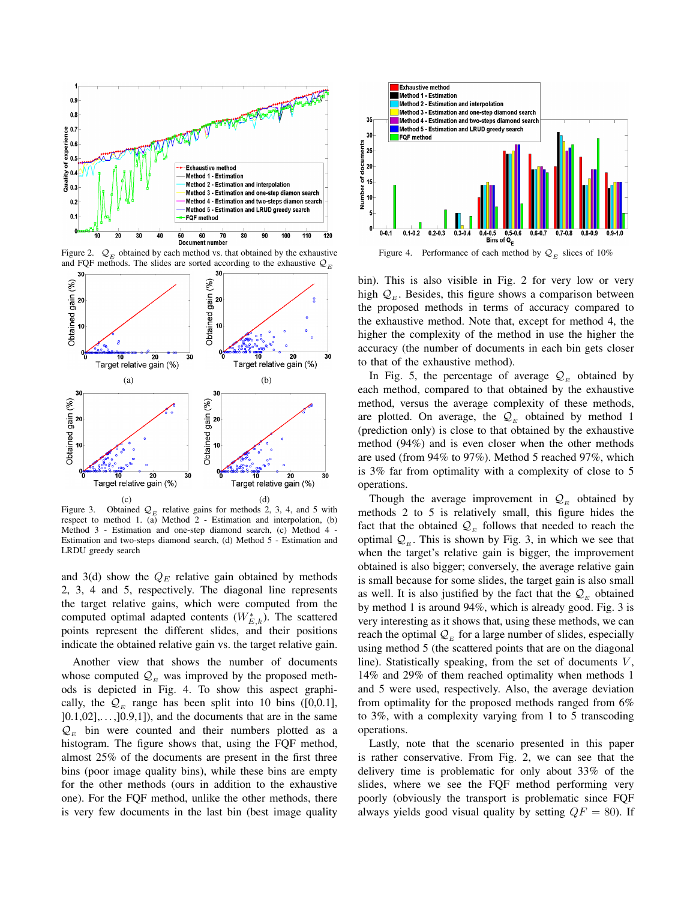Figure 2. $\mathcal{Q}_E$ obtained by each method vs. that obtained by the exhaustive and FQF methods. The slides are sorted according to the exhaustive $\mathcal{Q}_E$

Figure 3. Obtained $\mathcal{Q}_E$ relative gains for methods 2, 3, 4, and 5 with respect to method 1. (a) Method 2 - Estimation and interpolation, (b) Method 3 - Estimation and one-step diamond search, (c) Method 4 - Estimation and two-steps diamond search, (d) Method 5 - Estimation and LRDU greedy search

and 3(d) show the $Q_E$ relative gain obtained by methods 2, 3, 4 and 5, respectively. The diagonal line represents the target relative gains, which were computed from the computed optimal adapted contents ($W^*_{E,k}$). The scattered points represent the different slides, and their positions indicate the obtained relative gain vs. the target relative gain.

Another view that shows the number of documents whose computed $\mathcal{Q}_E$ was improved by the proposed methods is depicted in Fig. 4. To show this aspect graphically, the $\mathcal{Q}_E$ range has been split into 10 bins ([0,0.1], ]0.1,02],…,]0.9,1]), and the documents that are in the same $\mathcal{Q}_E$ bin were counted and their numbers plotted as a histogram. The figure shows that, using the FQF method, almost 25% of the documents are present in the first three bins (poor image quality bins), while these bins are empty for the other methods (ours in addition to the exhaustive one). For the FQF method, unlike the other methods, there is very few documents in the last bin (best image quality

Figure 4. Performance of each method by $\mathcal{Q}_E$ slices of 10%

bin). This is also visible in Fig. 2 for very low or very high $\mathcal{Q}_E$. Besides, this figure shows a comparison between the proposed methods in terms of accuracy compared to the exhaustive method. Note that, except for method 4, the higher the complexity of the method in use the higher the accuracy (the number of documents in each bin gets closer to that of the exhaustive method).

In Fig. 5, the percentage of average $\mathcal{Q}_E$ obtained by each method, compared to that obtained by the exhaustive method, versus the average complexity of these methods, are plotted. On average, the $\mathcal{Q}_E$ obtained by method 1 (prediction only) is close to that obtained by the exhaustive method (94%) and is even closer when the other methods are used (from 94% to 97%). Method 5 reached 97%, which is 3% far from optimality with a complexity of close to 5 operations.

Though the average improvement in $\mathcal{Q}_E$ obtained by methods 2 to 5 is relatively small, this figure hides the fact that the obtained $\mathcal{Q}_E$ follows that needed to reach the optimal $\mathcal{Q}_E$. This is shown by Fig. 3, in which we see that when the target's relative gain is bigger, the improvement obtained is also bigger; conversely, the average relative gain is small because for some slides, the target gain is also small as well. It is also justified by the fact that the $\mathcal{Q}_E$ obtained by method 1 is around 94%, which is already good. Fig. 3 is very interesting as it shows that, using these methods, we can reach the optimal $\mathcal{Q}_E$ for a large number of slides, especially using method 5 (the scattered points that are on the diagonal line). Statistically speaking, from the set of documents $V$, 14% and 29% of them reached optimality when methods 1 and 5 were used, respectively. Also, the average deviation from optimality for the proposed methods ranged from 6% to 3%, with a complexity varying from 1 to 5 transcoding operations.

Lastly, note that the scenario presented in this paper is rather conservative. From Fig. 2, we can see that the delivery time is problematic for only about 33% of the slides, where we see the FQF method performing very poorly (obviously the transport is problematic since FQF always yields good visual quality by setting $QF = 80$). If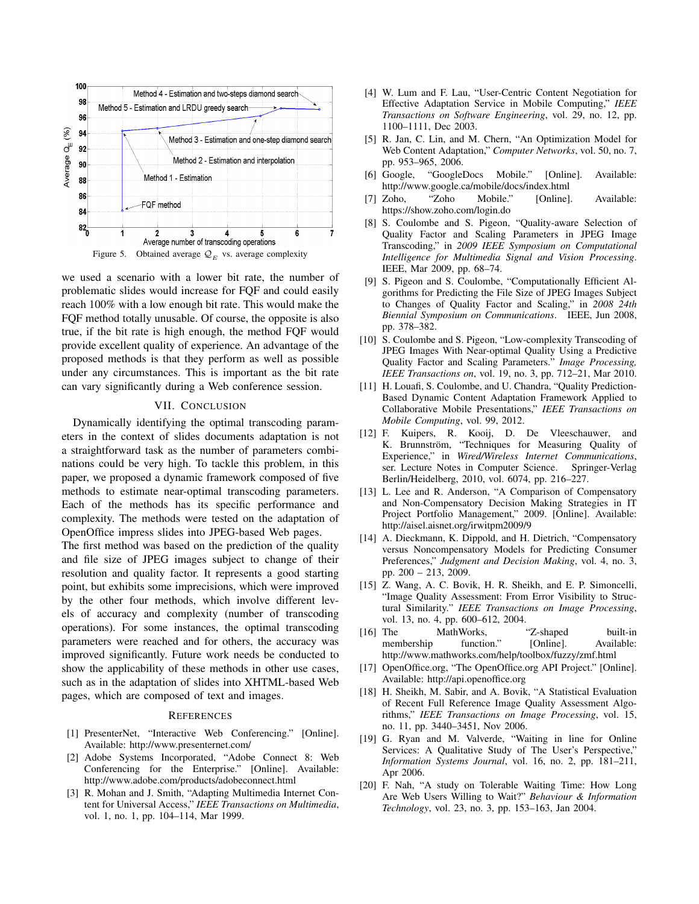100
98
96
94
92
90
88
86
84
82

0 1 2 3 4 5 6 7

Average $Q_E$ (%)

Average number of transcoding operations

Method 4 - Estimation and two-steps diamond search

Method 5 - Estimation and LRDU greedy search

Method 3 - Estimation and one-step diamond search

Method 2 - Estimation and interpolation

Method 1 - Estimation

FQF method

Figure 5. Obtained average $\mathcal{Q}_E$ vs. average complexity

we used a scenario with a lower bit rate, the number of problematic slides would increase for FQF and could easily reach 100% with a low enough bit rate. This would make the FQF method totally unusable. Of course, the opposite is also true, if the bit rate is high enough, the method FQF would provide excellent quality of experience. An advantage of the proposed methods is that they perform as well as possible under any circumstances. This is important as the bit rate can vary significantly during a Web conference session.

## VII. Conclusion

Dynamically identifying the optimal transcoding parameters in the context of slides documents adaptation is not a straightforward task as the number of parameters combinations could be very high. To tackle this problem, in this paper, we proposed a dynamic framework composed of five methods to estimate near-optimal transcoding parameters. Each of the methods has its specific performance and complexity. The methods were tested on the adaptation of OpenOffice impress slides into JPEG-based Web pages.

The first method was based on the prediction of the quality and file size of JPEG images subject to change of their resolution and quality factor. It represents a good starting point, but exhibits some imprecisions, which were improved by the other four methods, which involve different levels of accuracy and complexity (number of transcoding operations). For some instances, the optimal transcoding parameters were reached and for others, the accuracy was improved significantly. Future work needs be conducted to show the applicability of these methods in other use cases, such as in the adaptation of slides into XHTML-based Web pages, which are composed of text and images.

## References

[1] PresenterNet, "Interactive Web Conferencing." [Online]. Available: http://www.presenternet.com/

[2] Adobe Systems Incorporated, "Adobe Connect 8: Web Conferencing for the Enterprise." [Online]. Available: http://www.adobe.com/products/adobeconnect.html

[3] R. Mohan and J. Smith, "Adapting Multimedia Internet Content for Universal Access," *IEEE Transactions on Multimedia*, vol. 1, no. 1, pp. 104–114, Mar 1999.

[4] W. Lum and F. Lau, "User-Centric Content Negotiation for Effective Adaptation Service in Mobile Computing," *IEEE Transactions on Software Engineering*, vol. 29, no. 12, pp. 1100–1111, Dec 2003.

[5] R. Jan, C. Lin, and M. Chern, "An Optimization Model for Web Content Adaptation," *Computer Networks*, vol. 50, no. 7, pp. 953–965, 2006.

[6] Google, "GoogleDocs Mobile." [Online]. Available: http://www.google.ca/mobile/docs/index.html

[7] Zoho, "Zoho Mobile." [Online]. Available: https://show.zoho.com/login.do

[8] S. Coulombe and S. Pigeon, "Quality-aware Selection of Quality Factor and Scaling Parameters in JPEG Image Transcoding," in *2009 IEEE Symposium on Computational Intelligence for Multimedia Signal and Vision Processing*. IEEE, Mar 2009, pp. 68–74.

[9] S. Pigeon and S. Coulombe, "Computationally Efficient Algorithms for Predicting the File Size of JPEG Images Subject to Changes of Quality Factor and Scaling," in *2008 24th Biennial Symposium on Communications*. IEEE, Jun 2008, pp. 378–382.

[10] S. Coulombe and S. Pigeon, "Low-complexity Transcoding of JPEG Images With Near-optimal Quality Using a Predictive Quality Factor and Scaling Parameters." *Image Processing, IEEE Transactions on*, vol. 19, no. 3, pp. 712–21, Mar 2010.

[11] H. Louafi, S. Coulombe, and U. Chandra, "Quality Prediction-Based Dynamic Content Adaptation Framework Applied to Collaborative Mobile Presentations," *IEEE Transactions on Mobile Computing*, vol. 99, 2012.

[12] F. Kuipers, R. Kooij, D. De Vleeschauwer, and K. Brunnström, "Techniques for Measuring Quality of Experience," in *Wired/Wireless Internet Communications*, ser. Lecture Notes in Computer Science. Springer-Verlag Berlin/Heidelberg, 2010, vol. 6074, pp. 216–227.

[13] L. Lee and R. Anderson, "A Comparison of Compensatory and Non-Compensatory Decision Making Strategies in IT Project Portfolio Management," 2009. [Online]. Available: http://aisel.aisnet.org/irwitpm2009/9

[14] A. Dieckmann, K. Dippold, and H. Dietrich, "Compensatory versus Noncompensatory Models for Predicting Consumer Preferences," *Judgment and Decision Making*, vol. 4, no. 3, pp. 200 – 213, 2009.

[15] Z. Wang, A. C. Bovik, H. R. Sheikh, and E. P. Simoncelli, "Image Quality Assessment: From Error Visibility to Structural Similarity." *IEEE Transactions on Image Processing*, vol. 13, no. 4, pp. 600–612, 2004.

[16] The MathWorks, "Z-shaped built-in membership function." [Online]. Available: http://www.mathworks.com/help/toolbox/fuzzy/zmf.html

[17] OpenOffice.org, "The OpenOffice.org API Project." [Online]. Available: http://api.openoffice.org

[18] H. Sheikh, M. Sabir, and A. Bovik, "A Statistical Evaluation of Recent Full Reference Image Quality Assessment Algorithms," *IEEE Transactions on Image Processing*, vol. 15, no. 11, pp. 3440–3451, Nov 2006.

[19] G. Ryan and M. Valverde, "Waiting in line for Online Services: A Qualitative Study of The User's Perspective," *Information Systems Journal*, vol. 16, no. 2, pp. 181–211, Apr 2006.

[20] F. Nah, "A study on Tolerable Waiting Time: How Long Are Web Users Willing to Wait?" *Behaviour & Information Technology*, vol. 23, no. 3, pp. 153–163, Jan 2004.